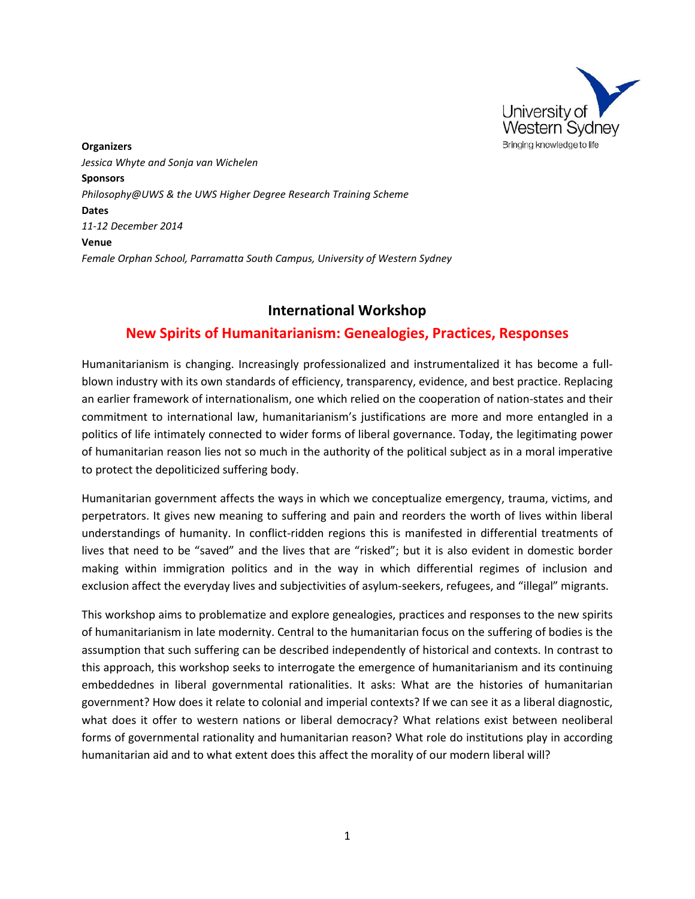University of Western Sydney
Bringing knowledge to life

**Organizers**
*Jessica Whyte and Sonja van Wichelen*
**Sponsors**
*Philosophy@UWS & the UWS Higher Degree Research Training Scheme*
**Dates**
*11-12 December 2014*
**Venue**
*Female Orphan School, Parramatta South Campus, University of Western Sydney*

## International Workshop

## New Spirits of Humanitarianism: Genealogies, Practices, Responses

Humanitarianism is changing. Increasingly professionalized and instrumentalized it has become a full-blown industry with its own standards of efficiency, transparency, evidence, and best practice. Replacing an earlier framework of internationalism, one which relied on the cooperation of nation-states and their commitment to international law, humanitarianism's justifications are more and more entangled in a politics of life intimately connected to wider forms of liberal governance. Today, the legitimating power of humanitarian reason lies not so much in the authority of the political subject as in a moral imperative to protect the depoliticized suffering body.

Humanitarian government affects the ways in which we conceptualize emergency, trauma, victims, and perpetrators. It gives new meaning to suffering and pain and reorders the worth of lives within liberal understandings of humanity. In conflict-ridden regions this is manifested in differential treatments of lives that need to be "saved" and the lives that are "risked"; but it is also evident in domestic border making within immigration politics and in the way in which differential regimes of inclusion and exclusion affect the everyday lives and subjectivities of asylum-seekers, refugees, and "illegal" migrants.

This workshop aims to problematize and explore genealogies, practices and responses to the new spirits of humanitarianism in late modernity. Central to the humanitarian focus on the suffering of bodies is the assumption that such suffering can be described independently of historical and contexts. In contrast to this approach, this workshop seeks to interrogate the emergence of humanitarianism and its continuing embeddednes in liberal governmental rationalities. It asks: What are the histories of humanitarian government? How does it relate to colonial and imperial contexts? If we can see it as a liberal diagnostic, what does it offer to western nations or liberal democracy? What relations exist between neoliberal forms of governmental rationality and humanitarian reason? What role do institutions play in according humanitarian aid and to what extent does this affect the morality of our modern liberal will?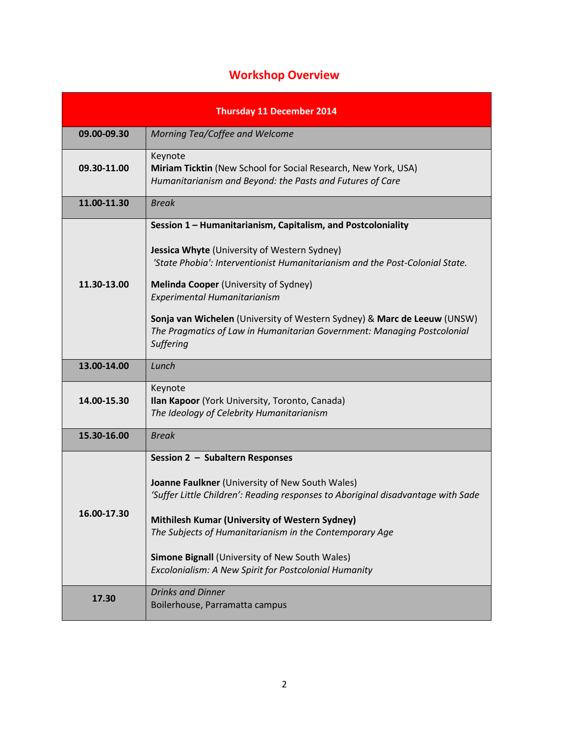## Workshop Overview

| Thursday 11 December 2014 | |
|---|---|
| **09.00-09.30** | *Morning Tea/Coffee and Welcome* |
| **09.30-11.00** | Keynote<br>**Miriam Ticktin** (New School for Social Research, New York, USA)<br>*Humanitarianism and Beyond: the Pasts and Futures of Care* |
| **11.00-11.30** | *Break* |
| **11.30-13.00** | **Session 1 – Humanitarianism, Capitalism, and Postcoloniality**<br><br>**Jessica Whyte** (University of Western Sydney)<br>*'State Phobia': Interventionist Humanitarianism and the Post-Colonial State.*<br><br>**Melinda Cooper** (University of Sydney)<br>*Experimental Humanitarianism*<br><br>**Sonja van Wichelen** (University of Western Sydney) & **Marc de Leeuw** (UNSW)<br>*The Pragmatics of Law in Humanitarian Government: Managing Postcolonial Suffering* |
| **13.00-14.00** | *Lunch* |
| **14.00-15.30** | Keynote<br>**Ilan Kapoor** (York University, Toronto, Canada)<br>*The Ideology of Celebrity Humanitarianism* |
| **15.30-16.00** | *Break* |
| **16.00-17.30** | **Session 2 – Subaltern Responses**<br><br>**Joanne Faulkner** (University of New South Wales)<br>*'Suffer Little Children': Reading responses to Aboriginal disadvantage with Sade*<br><br>**Mithilesh Kumar (University of Western Sydney)**<br>*The Subjects of Humanitarianism in the Contemporary Age*<br><br>**Simone Bignall** (University of New South Wales)<br>*Excolonialism: A New Spirit for Postcolonial Humanity* |
| **17.30** | *Drinks and Dinner*<br>Boilerhouse, Parramatta campus |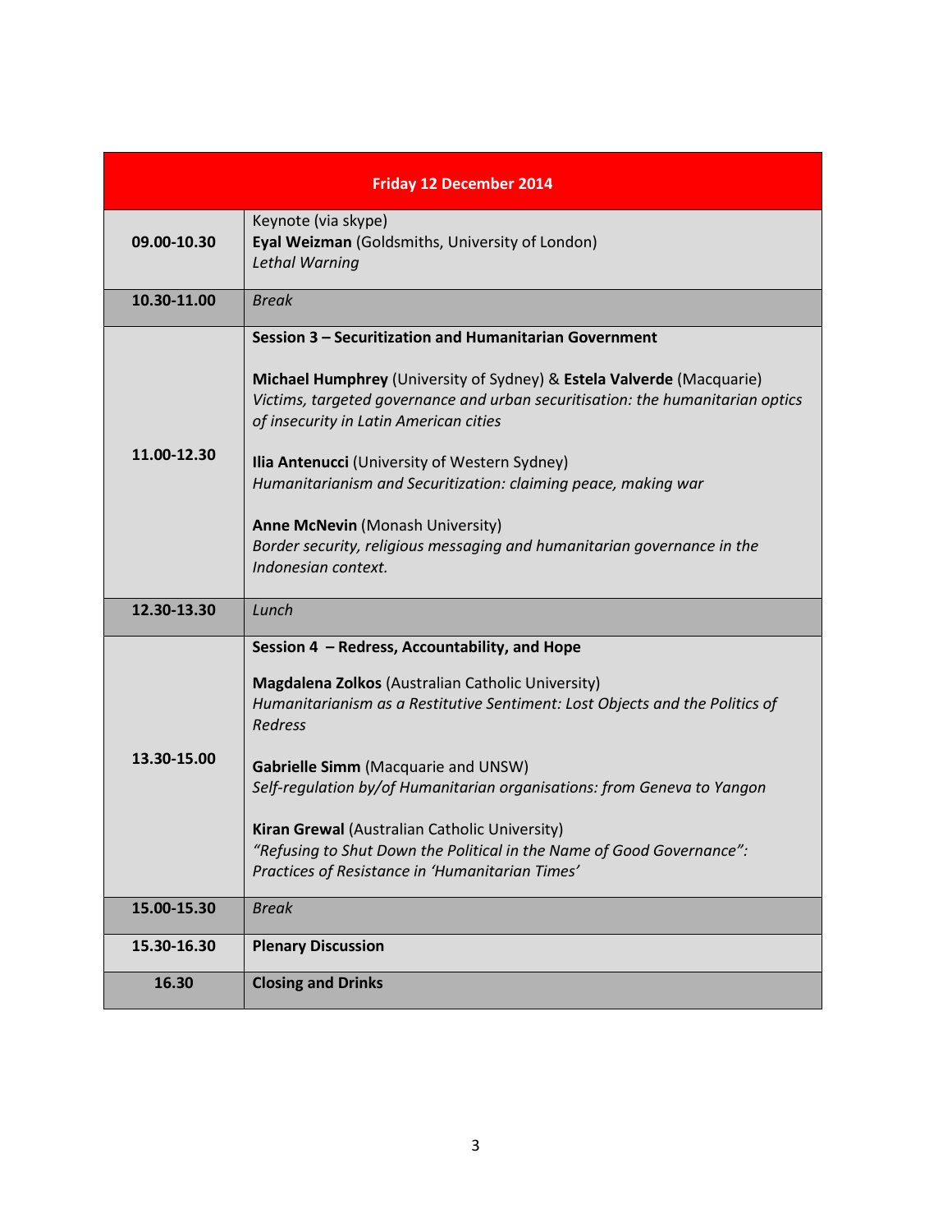| Friday 12 December 2014 | |
|---|---|
| **09.00-10.30** | Keynote (via skype)<br>**Eyal Weizman** (Goldsmiths, University of London)<br>*Lethal Warning* |
| **10.30-11.00** | *Break* |
| **11.00-12.30** | **Session 3 – Securitization and Humanitarian Government**<br><br>**Michael Humphrey** (University of Sydney) & **Estela Valverde** (Macquarie)<br>*Victims, targeted governance and urban securitisation: the humanitarian optics of insecurity in Latin American cities*<br><br>**Ilia Antenucci** (University of Western Sydney)<br>*Humanitarianism and Securitization: claiming peace, making war*<br><br>**Anne McNevin** (Monash University)<br>*Border security, religious messaging and humanitarian governance in the Indonesian context.* |
| **12.30-13.30** | *Lunch* |
| **13.30-15.00** | **Session 4 – Redress, Accountability, and Hope**<br><br>**Magdalena Zolkos** (Australian Catholic University)<br>*Humanitarianism as a Restitutive Sentiment: Lost Objects and the Politics of Redress*<br><br>**Gabrielle Simm** (Macquarie and UNSW)<br>*Self-regulation by/of Humanitarian organisations: from Geneva to Yangon*<br><br>**Kiran Grewal** (Australian Catholic University)<br>*"Refusing to Shut Down the Political in the Name of Good Governance": Practices of Resistance in 'Humanitarian Times'* |
| **15.00-15.30** | *Break* |
| **15.30-16.30** | **Plenary Discussion** |
| **16.30** | **Closing and Drinks** |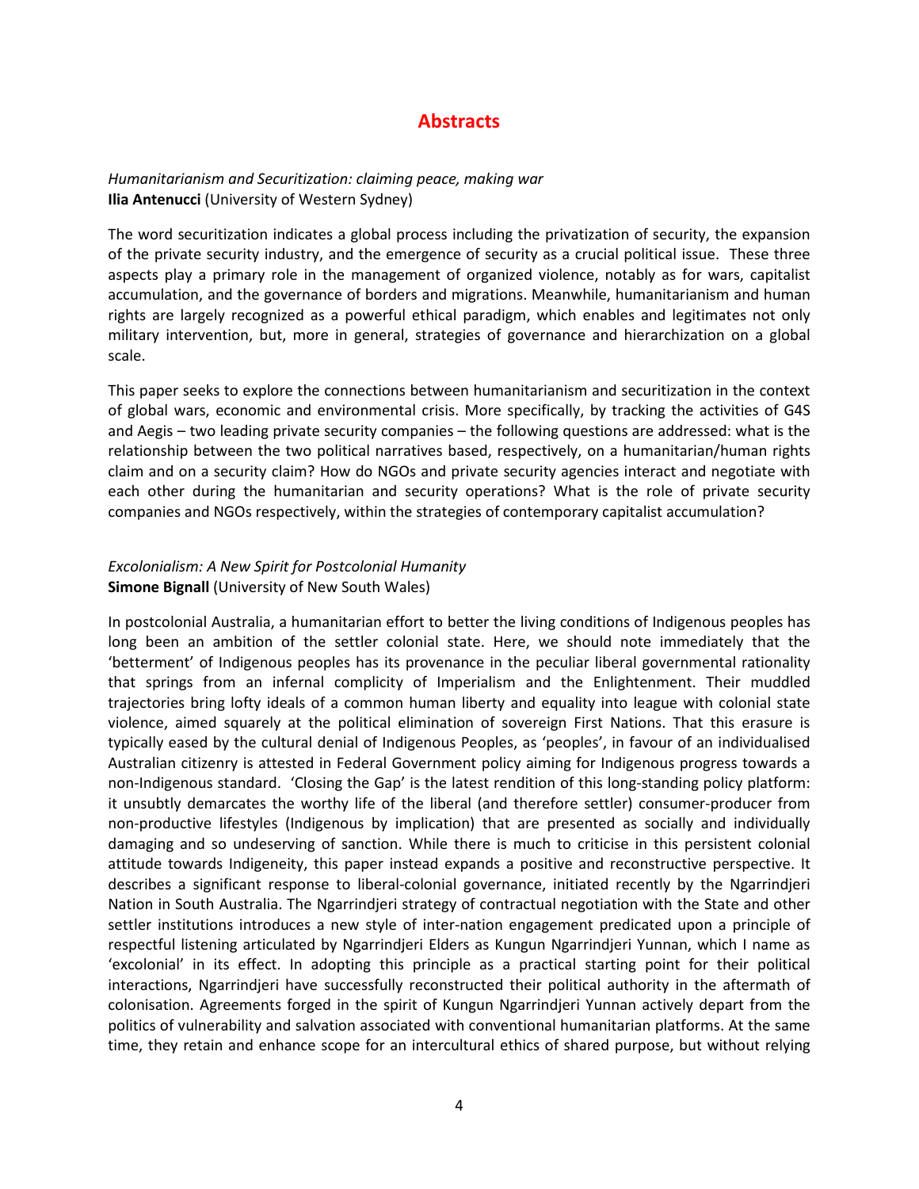# Abstracts

*Humanitarianism and Securitization: claiming peace, making war*
**Ilia Antenucci** (University of Western Sydney)

The word securitization indicates a global process including the privatization of security, the expansion of the private security industry, and the emergence of security as a crucial political issue. These three aspects play a primary role in the management of organized violence, notably as for wars, capitalist accumulation, and the governance of borders and migrations. Meanwhile, humanitarianism and human rights are largely recognized as a powerful ethical paradigm, which enables and legitimates not only military intervention, but, more in general, strategies of governance and hierarchization on a global scale.

This paper seeks to explore the connections between humanitarianism and securitization in the context of global wars, economic and environmental crisis. More specifically, by tracking the activities of G4S and Aegis – two leading private security companies – the following questions are addressed: what is the relationship between the two political narratives based, respectively, on a humanitarian/human rights claim and on a security claim? How do NGOs and private security agencies interact and negotiate with each other during the humanitarian and security operations? What is the role of private security companies and NGOs respectively, within the strategies of contemporary capitalist accumulation?

*Excolonialism: A New Spirit for Postcolonial Humanity*
**Simone Bignall** (University of New South Wales)

In postcolonial Australia, a humanitarian effort to better the living conditions of Indigenous peoples has long been an ambition of the settler colonial state. Here, we should note immediately that the 'betterment' of Indigenous peoples has its provenance in the peculiar liberal governmental rationality that springs from an infernal complicity of Imperialism and the Enlightenment. Their muddled trajectories bring lofty ideals of a common human liberty and equality into league with colonial state violence, aimed squarely at the political elimination of sovereign First Nations. That this erasure is typically eased by the cultural denial of Indigenous Peoples, as 'peoples', in favour of an individualised Australian citizenry is attested in Federal Government policy aiming for Indigenous progress towards a non-Indigenous standard. 'Closing the Gap' is the latest rendition of this long-standing policy platform: it unsubtly demarcates the worthy life of the liberal (and therefore settler) consumer-producer from non-productive lifestyles (Indigenous by implication) that are presented as socially and individually damaging and so undeserving of sanction. While there is much to criticise in this persistent colonial attitude towards Indigeneity, this paper instead expands a positive and reconstructive perspective. It describes a significant response to liberal-colonial governance, initiated recently by the Ngarrindjeri Nation in South Australia. The Ngarrindjeri strategy of contractual negotiation with the State and other settler institutions introduces a new style of inter-nation engagement predicated upon a principle of respectful listening articulated by Ngarrindjeri Elders as Kungun Ngarrindjeri Yunnan, which I name as 'excolonial' in its effect. In adopting this principle as a practical starting point for their political interactions, Ngarrindjeri have successfully reconstructed their political authority in the aftermath of colonisation. Agreements forged in the spirit of Kungun Ngarrindjeri Yunnan actively depart from the politics of vulnerability and salvation associated with conventional humanitarian platforms. At the same time, they retain and enhance scope for an intercultural ethics of shared purpose, but without relying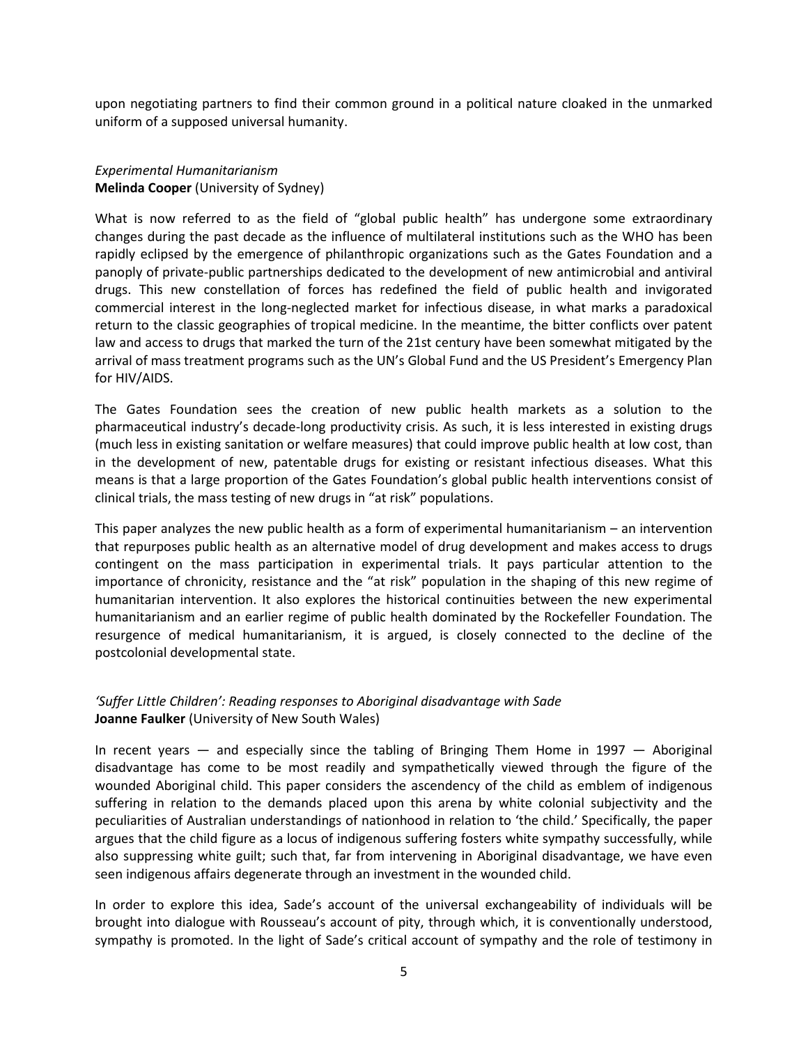upon negotiating partners to find their common ground in a political nature cloaked in the unmarked uniform of a supposed universal humanity.

*Experimental Humanitarianism*
**Melinda Cooper** (University of Sydney)

What is now referred to as the field of "global public health" has undergone some extraordinary changes during the past decade as the influence of multilateral institutions such as the WHO has been rapidly eclipsed by the emergence of philanthropic organizations such as the Gates Foundation and a panoply of private-public partnerships dedicated to the development of new antimicrobial and antiviral drugs. This new constellation of forces has redefined the field of public health and invigorated commercial interest in the long-neglected market for infectious disease, in what marks a paradoxical return to the classic geographies of tropical medicine. In the meantime, the bitter conflicts over patent law and access to drugs that marked the turn of the 21st century have been somewhat mitigated by the arrival of mass treatment programs such as the UN's Global Fund and the US President's Emergency Plan for HIV/AIDS.

The Gates Foundation sees the creation of new public health markets as a solution to the pharmaceutical industry's decade-long productivity crisis. As such, it is less interested in existing drugs (much less in existing sanitation or welfare measures) that could improve public health at low cost, than in the development of new, patentable drugs for existing or resistant infectious diseases. What this means is that a large proportion of the Gates Foundation's global public health interventions consist of clinical trials, the mass testing of new drugs in "at risk" populations.

This paper analyzes the new public health as a form of experimental humanitarianism – an intervention that repurposes public health as an alternative model of drug development and makes access to drugs contingent on the mass participation in experimental trials. It pays particular attention to the importance of chronicity, resistance and the "at risk" population in the shaping of this new regime of humanitarian intervention. It also explores the historical continuities between the new experimental humanitarianism and an earlier regime of public health dominated by the Rockefeller Foundation. The resurgence of medical humanitarianism, it is argued, is closely connected to the decline of the postcolonial developmental state.

*'Suffer Little Children': Reading responses to Aboriginal disadvantage with Sade*
**Joanne Faulker** (University of New South Wales)

In recent years — and especially since the tabling of Bringing Them Home in 1997 — Aboriginal disadvantage has come to be most readily and sympathetically viewed through the figure of the wounded Aboriginal child. This paper considers the ascendency of the child as emblem of indigenous suffering in relation to the demands placed upon this arena by white colonial subjectivity and the peculiarities of Australian understandings of nationhood in relation to 'the child.' Specifically, the paper argues that the child figure as a locus of indigenous suffering fosters white sympathy successfully, while also suppressing white guilt; such that, far from intervening in Aboriginal disadvantage, we have even seen indigenous affairs degenerate through an investment in the wounded child.

In order to explore this idea, Sade's account of the universal exchangeability of individuals will be brought into dialogue with Rousseau's account of pity, through which, it is conventionally understood, sympathy is promoted. In the light of Sade's critical account of sympathy and the role of testimony in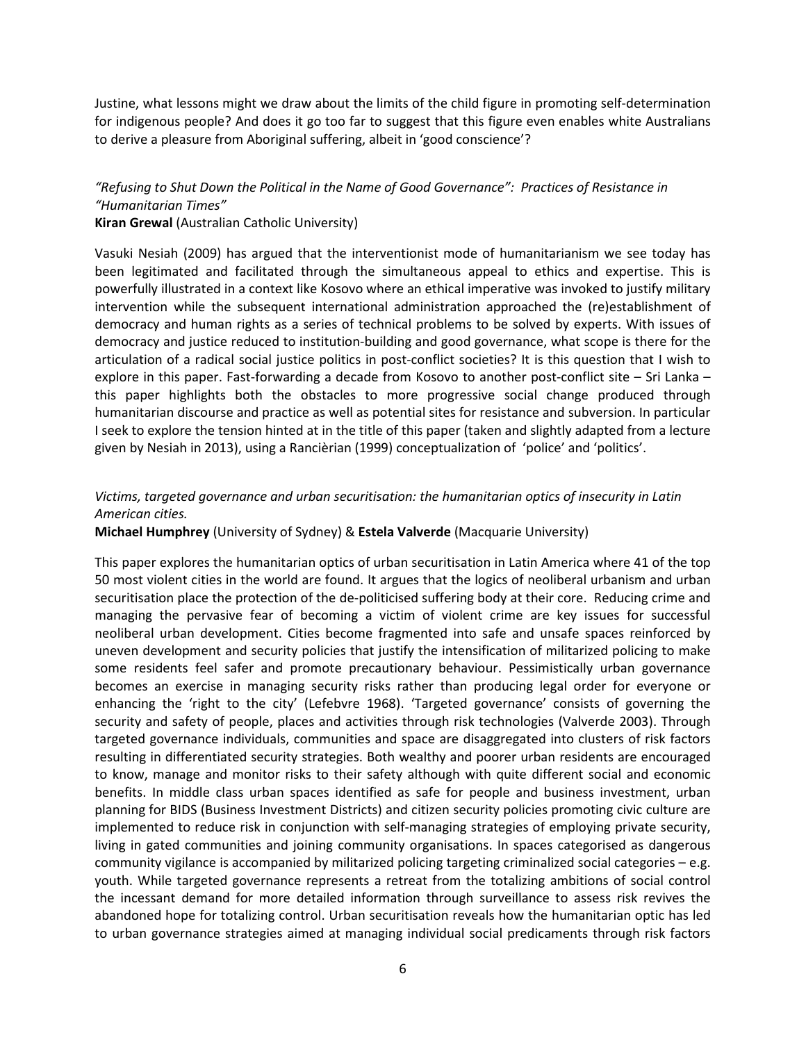Justine, what lessons might we draw about the limits of the child figure in promoting self-determination for indigenous people? And does it go too far to suggest that this figure even enables white Australians to derive a pleasure from Aboriginal suffering, albeit in 'good conscience'?

*"Refusing to Shut Down the Political in the Name of Good Governance": Practices of Resistance in "Humanitarian Times"*
**Kiran Grewal** (Australian Catholic University)

Vasuki Nesiah (2009) has argued that the interventionist mode of humanitarianism we see today has been legitimated and facilitated through the simultaneous appeal to ethics and expertise. This is powerfully illustrated in a context like Kosovo where an ethical imperative was invoked to justify military intervention while the subsequent international administration approached the (re)establishment of democracy and human rights as a series of technical problems to be solved by experts. With issues of democracy and justice reduced to institution-building and good governance, what scope is there for the articulation of a radical social justice politics in post-conflict societies? It is this question that I wish to explore in this paper. Fast-forwarding a decade from Kosovo to another post-conflict site – Sri Lanka – this paper highlights both the obstacles to more progressive social change produced through humanitarian discourse and practice as well as potential sites for resistance and subversion. In particular I seek to explore the tension hinted at in the title of this paper (taken and slightly adapted from a lecture given by Nesiah in 2013), using a Rancièrian (1999) conceptualization of 'police' and 'politics'.

*Victims, targeted governance and urban securitisation: the humanitarian optics of insecurity in Latin American cities.*
**Michael Humphrey** (University of Sydney) & **Estela Valverde** (Macquarie University)

This paper explores the humanitarian optics of urban securitisation in Latin America where 41 of the top 50 most violent cities in the world are found. It argues that the logics of neoliberal urbanism and urban securitisation place the protection of the de-politicised suffering body at their core. Reducing crime and managing the pervasive fear of becoming a victim of violent crime are key issues for successful neoliberal urban development. Cities become fragmented into safe and unsafe spaces reinforced by uneven development and security policies that justify the intensification of militarized policing to make some residents feel safer and promote precautionary behaviour. Pessimistically urban governance becomes an exercise in managing security risks rather than producing legal order for everyone or enhancing the 'right to the city' (Lefebvre 1968). 'Targeted governance' consists of governing the security and safety of people, places and activities through risk technologies (Valverde 2003). Through targeted governance individuals, communities and space are disaggregated into clusters of risk factors resulting in differentiated security strategies. Both wealthy and poorer urban residents are encouraged to know, manage and monitor risks to their safety although with quite different social and economic benefits. In middle class urban spaces identified as safe for people and business investment, urban planning for BIDS (Business Investment Districts) and citizen security policies promoting civic culture are implemented to reduce risk in conjunction with self-managing strategies of employing private security, living in gated communities and joining community organisations. In spaces categorised as dangerous community vigilance is accompanied by militarized policing targeting criminalized social categories – e.g. youth. While targeted governance represents a retreat from the totalizing ambitions of social control the incessant demand for more detailed information through surveillance to assess risk revives the abandoned hope for totalizing control. Urban securitisation reveals how the humanitarian optic has led to urban governance strategies aimed at managing individual social predicaments through risk factors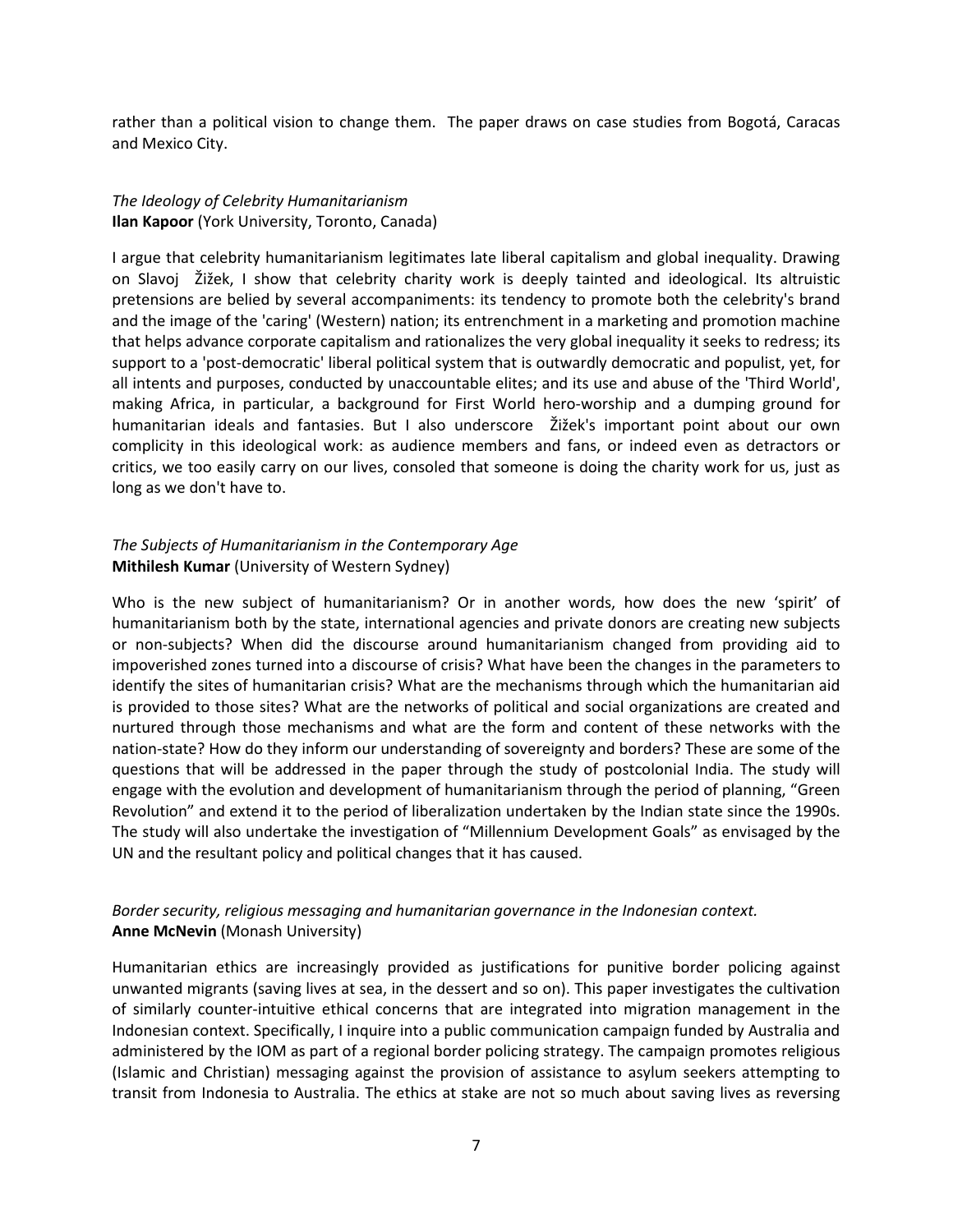rather than a political vision to change them. The paper draws on case studies from Bogotá, Caracas and Mexico City.

*The Ideology of Celebrity Humanitarianism*
**Ilan Kapoor** (York University, Toronto, Canada)

I argue that celebrity humanitarianism legitimates late liberal capitalism and global inequality. Drawing on Slavoj Žižek, I show that celebrity charity work is deeply tainted and ideological. Its altruistic pretensions are belied by several accompaniments: its tendency to promote both the celebrity's brand and the image of the 'caring' (Western) nation; its entrenchment in a marketing and promotion machine that helps advance corporate capitalism and rationalizes the very global inequality it seeks to redress; its support to a 'post-democratic' liberal political system that is outwardly democratic and populist, yet, for all intents and purposes, conducted by unaccountable elites; and its use and abuse of the 'Third World', making Africa, in particular, a background for First World hero-worship and a dumping ground for humanitarian ideals and fantasies. But I also underscore Žižek's important point about our own complicity in this ideological work: as audience members and fans, or indeed even as detractors or critics, we too easily carry on our lives, consoled that someone is doing the charity work for us, just as long as we don't have to.

*The Subjects of Humanitarianism in the Contemporary Age*
**Mithilesh Kumar** (University of Western Sydney)

Who is the new subject of humanitarianism? Or in another words, how does the new 'spirit' of humanitarianism both by the state, international agencies and private donors are creating new subjects or non-subjects? When did the discourse around humanitarianism changed from providing aid to impoverished zones turned into a discourse of crisis? What have been the changes in the parameters to identify the sites of humanitarian crisis? What are the mechanisms through which the humanitarian aid is provided to those sites? What are the networks of political and social organizations are created and nurtured through those mechanisms and what are the form and content of these networks with the nation-state? How do they inform our understanding of sovereignty and borders? These are some of the questions that will be addressed in the paper through the study of postcolonial India. The study will engage with the evolution and development of humanitarianism through the period of planning, "Green Revolution" and extend it to the period of liberalization undertaken by the Indian state since the 1990s. The study will also undertake the investigation of "Millennium Development Goals" as envisaged by the UN and the resultant policy and political changes that it has caused.

*Border security, religious messaging and humanitarian governance in the Indonesian context.*
**Anne McNevin** (Monash University)

Humanitarian ethics are increasingly provided as justifications for punitive border policing against unwanted migrants (saving lives at sea, in the dessert and so on). This paper investigates the cultivation of similarly counter-intuitive ethical concerns that are integrated into migration management in the Indonesian context. Specifically, I inquire into a public communication campaign funded by Australia and administered by the IOM as part of a regional border policing strategy. The campaign promotes religious (Islamic and Christian) messaging against the provision of assistance to asylum seekers attempting to transit from Indonesia to Australia. The ethics at stake are not so much about saving lives as reversing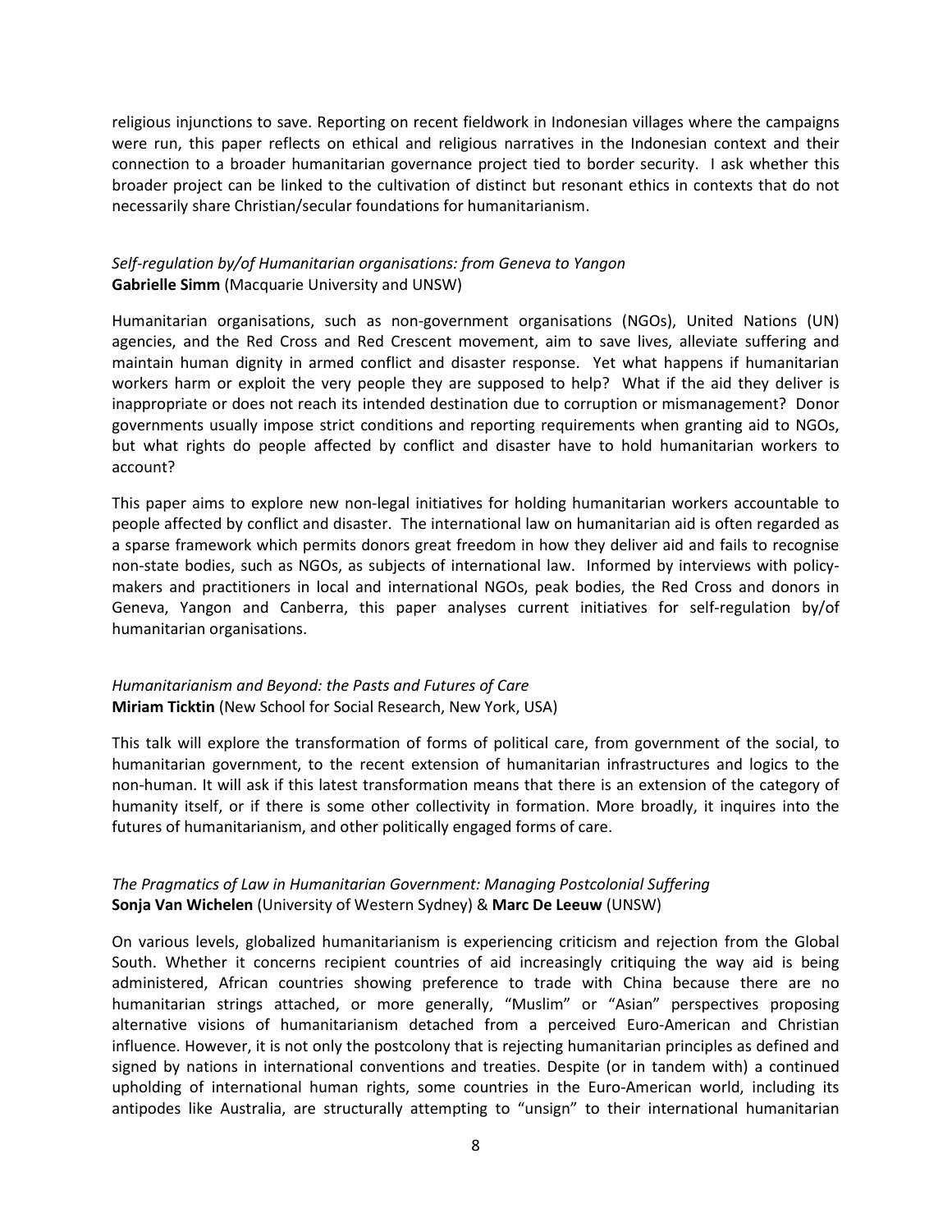religious injunctions to save. Reporting on recent fieldwork in Indonesian villages where the campaigns were run, this paper reflects on ethical and religious narratives in the Indonesian context and their connection to a broader humanitarian governance project tied to border security. I ask whether this broader project can be linked to the cultivation of distinct but resonant ethics in contexts that do not necessarily share Christian/secular foundations for humanitarianism.

*Self-regulation by/of Humanitarian organisations: from Geneva to Yangon*
**Gabrielle Simm** (Macquarie University and UNSW)

Humanitarian organisations, such as non-government organisations (NGOs), United Nations (UN) agencies, and the Red Cross and Red Crescent movement, aim to save lives, alleviate suffering and maintain human dignity in armed conflict and disaster response. Yet what happens if humanitarian workers harm or exploit the very people they are supposed to help? What if the aid they deliver is inappropriate or does not reach its intended destination due to corruption or mismanagement? Donor governments usually impose strict conditions and reporting requirements when granting aid to NGOs, but what rights do people affected by conflict and disaster have to hold humanitarian workers to account?

This paper aims to explore new non-legal initiatives for holding humanitarian workers accountable to people affected by conflict and disaster. The international law on humanitarian aid is often regarded as a sparse framework which permits donors great freedom in how they deliver aid and fails to recognise non-state bodies, such as NGOs, as subjects of international law. Informed by interviews with policy-makers and practitioners in local and international NGOs, peak bodies, the Red Cross and donors in Geneva, Yangon and Canberra, this paper analyses current initiatives for self-regulation by/of humanitarian organisations.

*Humanitarianism and Beyond: the Pasts and Futures of Care*
**Miriam Ticktin** (New School for Social Research, New York, USA)

This talk will explore the transformation of forms of political care, from government of the social, to humanitarian government, to the recent extension of humanitarian infrastructures and logics to the non-human. It will ask if this latest transformation means that there is an extension of the category of humanity itself, or if there is some other collectivity in formation. More broadly, it inquires into the futures of humanitarianism, and other politically engaged forms of care.

*The Pragmatics of Law in Humanitarian Government: Managing Postcolonial Suffering*
**Sonja Van Wichelen** (University of Western Sydney) & **Marc De Leeuw** (UNSW)

On various levels, globalized humanitarianism is experiencing criticism and rejection from the Global South. Whether it concerns recipient countries of aid increasingly critiquing the way aid is being administered, African countries showing preference to trade with China because there are no humanitarian strings attached, or more generally, "Muslim" or "Asian" perspectives proposing alternative visions of humanitarianism detached from a perceived Euro-American and Christian influence. However, it is not only the postcolony that is rejecting humanitarian principles as defined and signed by nations in international conventions and treaties. Despite (or in tandem with) a continued upholding of international human rights, some countries in the Euro-American world, including its antipodes like Australia, are structurally attempting to "unsign" to their international humanitarian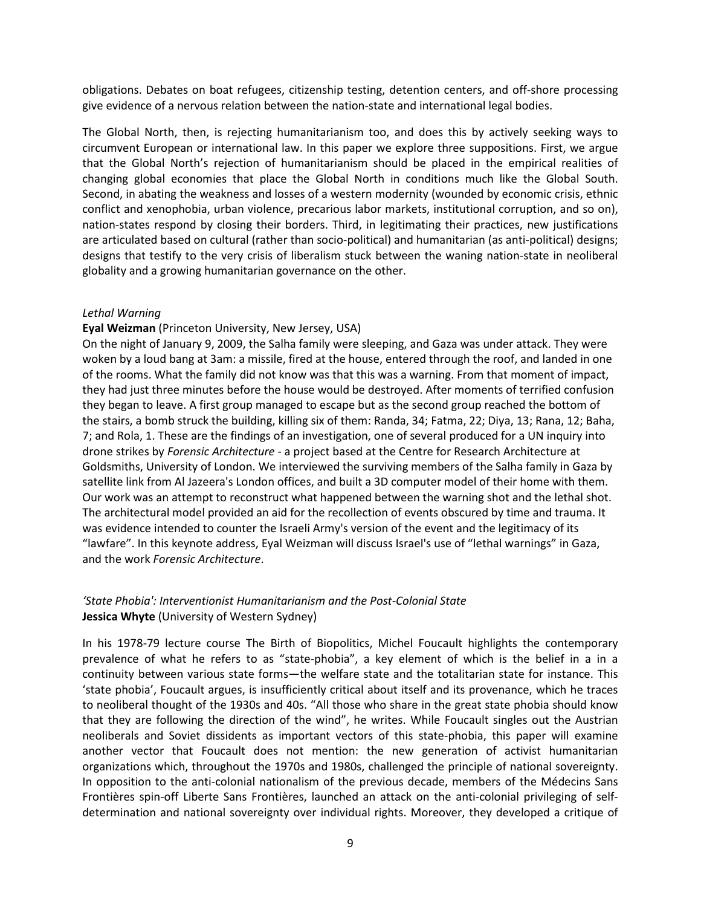obligations. Debates on boat refugees, citizenship testing, detention centers, and off-shore processing give evidence of a nervous relation between the nation-state and international legal bodies.

The Global North, then, is rejecting humanitarianism too, and does this by actively seeking ways to circumvent European or international law. In this paper we explore three suppositions. First, we argue that the Global North's rejection of humanitarianism should be placed in the empirical realities of changing global economies that place the Global North in conditions much like the Global South. Second, in abating the weakness and losses of a western modernity (wounded by economic crisis, ethnic conflict and xenophobia, urban violence, precarious labor markets, institutional corruption, and so on), nation-states respond by closing their borders. Third, in legitimating their practices, new justifications are articulated based on cultural (rather than socio-political) and humanitarian (as anti-political) designs; designs that testify to the very crisis of liberalism stuck between the waning nation-state in neoliberal globality and a growing humanitarian governance on the other.

*Lethal Warning*

**Eyal Weizman** (Princeton University, New Jersey, USA)

On the night of January 9, 2009, the Salha family were sleeping, and Gaza was under attack. They were woken by a loud bang at 3am: a missile, fired at the house, entered through the roof, and landed in one of the rooms. What the family did not know was that this was a warning. From that moment of impact, they had just three minutes before the house would be destroyed. After moments of terrified confusion they began to leave. A first group managed to escape but as the second group reached the bottom of the stairs, a bomb struck the building, killing six of them: Randa, 34; Fatma, 22; Diya, 13; Rana, 12; Baha, 7; and Rola, 1. These are the findings of an investigation, one of several produced for a UN inquiry into drone strikes by *Forensic Architecture* - a project based at the Centre for Research Architecture at Goldsmiths, University of London. We interviewed the surviving members of the Salha family in Gaza by satellite link from Al Jazeera's London offices, and built a 3D computer model of their home with them. Our work was an attempt to reconstruct what happened between the warning shot and the lethal shot. The architectural model provided an aid for the recollection of events obscured by time and trauma. It was evidence intended to counter the Israeli Army's version of the event and the legitimacy of its "lawfare". In this keynote address, Eyal Weizman will discuss Israel's use of "lethal warnings" in Gaza, and the work *Forensic Architecture*.

*'State Phobia': Interventionist Humanitarianism and the Post-Colonial State*

**Jessica Whyte** (University of Western Sydney)

In his 1978-79 lecture course The Birth of Biopolitics, Michel Foucault highlights the contemporary prevalence of what he refers to as "state-phobia", a key element of which is the belief in a in a continuity between various state forms—the welfare state and the totalitarian state for instance. This 'state phobia', Foucault argues, is insufficiently critical about itself and its provenance, which he traces to neoliberal thought of the 1930s and 40s. "All those who share in the great state phobia should know that they are following the direction of the wind", he writes. While Foucault singles out the Austrian neoliberals and Soviet dissidents as important vectors of this state-phobia, this paper will examine another vector that Foucault does not mention: the new generation of activist humanitarian organizations which, throughout the 1970s and 1980s, challenged the principle of national sovereignty. In opposition to the anti-colonial nationalism of the previous decade, members of the Médecins Sans Frontières spin-off Liberte Sans Frontières, launched an attack on the anti-colonial privileging of self-determination and national sovereignty over individual rights. Moreover, they developed a critique of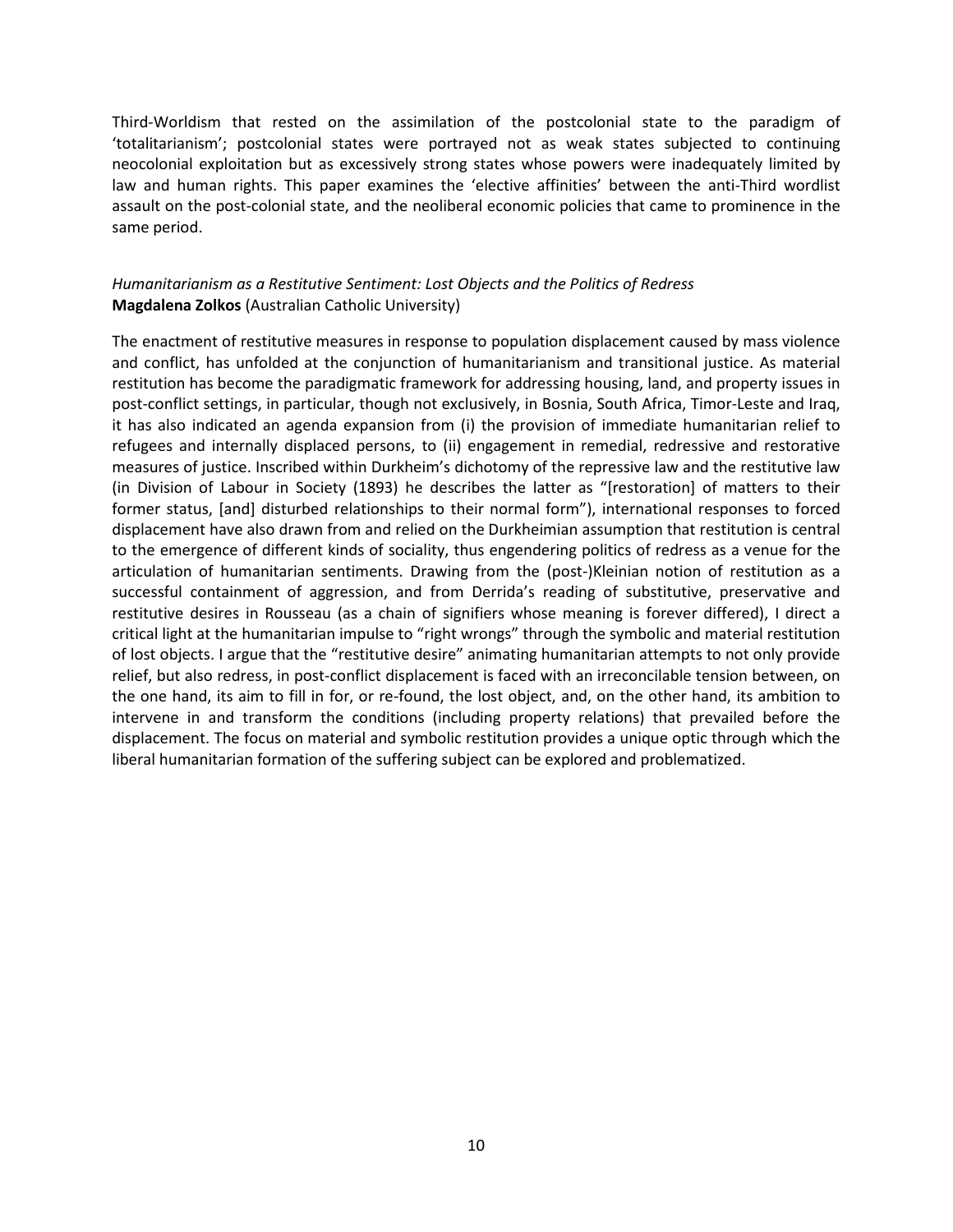Third-Worldism that rested on the assimilation of the postcolonial state to the paradigm of 'totalitarianism'; postcolonial states were portrayed not as weak states subjected to continuing neocolonial exploitation but as excessively strong states whose powers were inadequately limited by law and human rights. This paper examines the 'elective affinities' between the anti-Third wordlist assault on the post-colonial state, and the neoliberal economic policies that came to prominence in the same period.

*Humanitarianism as a Restitutive Sentiment: Lost Objects and the Politics of Redress*
**Magdalena Zolkos** (Australian Catholic University)

The enactment of restitutive measures in response to population displacement caused by mass violence and conflict, has unfolded at the conjunction of humanitarianism and transitional justice. As material restitution has become the paradigmatic framework for addressing housing, land, and property issues in post-conflict settings, in particular, though not exclusively, in Bosnia, South Africa, Timor-Leste and Iraq, it has also indicated an agenda expansion from (i) the provision of immediate humanitarian relief to refugees and internally displaced persons, to (ii) engagement in remedial, redressive and restorative measures of justice. Inscribed within Durkheim's dichotomy of the repressive law and the restitutive law (in Division of Labour in Society (1893) he describes the latter as "[restoration] of matters to their former status, [and] disturbed relationships to their normal form"), international responses to forced displacement have also drawn from and relied on the Durkheimian assumption that restitution is central to the emergence of different kinds of sociality, thus engendering politics of redress as a venue for the articulation of humanitarian sentiments. Drawing from the (post-)Kleinian notion of restitution as a successful containment of aggression, and from Derrida's reading of substitutive, preservative and restitutive desires in Rousseau (as a chain of signifiers whose meaning is forever differed), I direct a critical light at the humanitarian impulse to "right wrongs" through the symbolic and material restitution of lost objects. I argue that the "restitutive desire" animating humanitarian attempts to not only provide relief, but also redress, in post-conflict displacement is faced with an irreconcilable tension between, on the one hand, its aim to fill in for, or re-found, the lost object, and, on the other hand, its ambition to intervene in and transform the conditions (including property relations) that prevailed before the displacement. The focus on material and symbolic restitution provides a unique optic through which the liberal humanitarian formation of the suffering subject can be explored and problematized.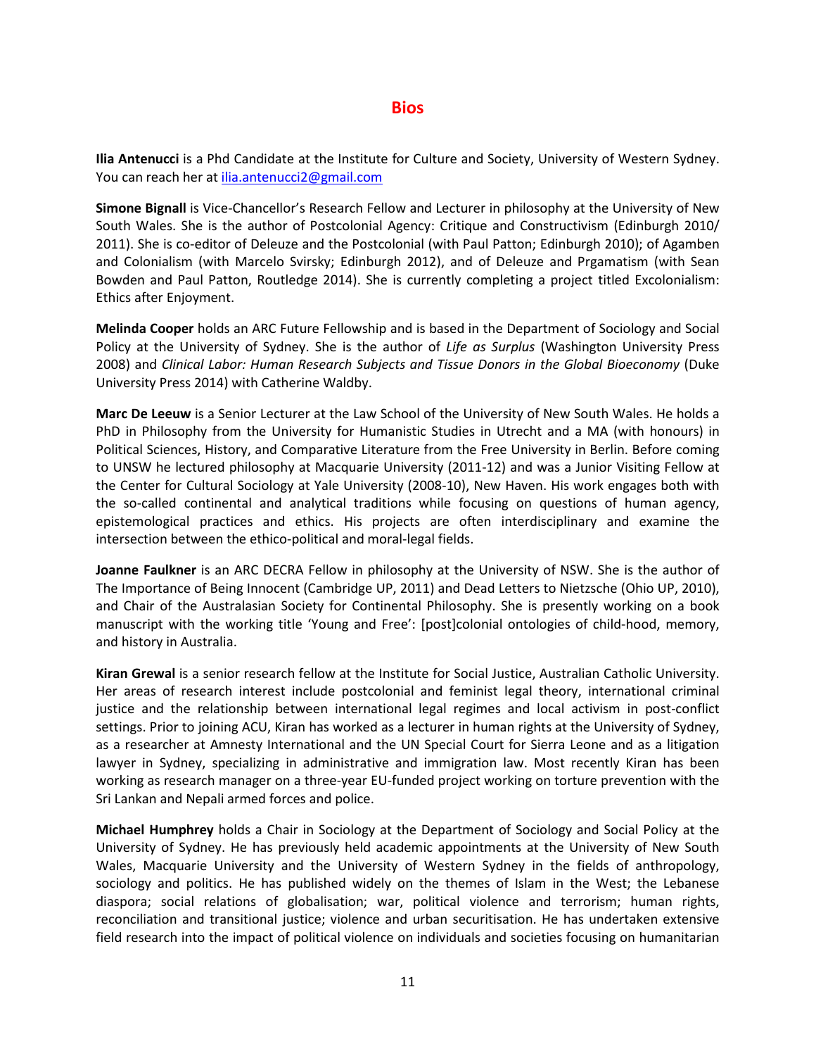# Bios

**Ilia Antenucci** is a Phd Candidate at the Institute for Culture and Society, University of Western Sydney. You can reach her at ilia.antenucci2@gmail.com

**Simone Bignall** is Vice-Chancellor's Research Fellow and Lecturer in philosophy at the University of New South Wales. She is the author of Postcolonial Agency: Critique and Constructivism (Edinburgh 2010/2011). She is co-editor of Deleuze and the Postcolonial (with Paul Patton; Edinburgh 2010); of Agamben and Colonialism (with Marcelo Svirsky; Edinburgh 2012), and of Deleuze and Prgamatism (with Sean Bowden and Paul Patton, Routledge 2014). She is currently completing a project titled Excolonialism: Ethics after Enjoyment.

**Melinda Cooper** holds an ARC Future Fellowship and is based in the Department of Sociology and Social Policy at the University of Sydney. She is the author of *Life as Surplus* (Washington University Press 2008) and *Clinical Labor: Human Research Subjects and Tissue Donors in the Global Bioeconomy* (Duke University Press 2014) with Catherine Waldby.

**Marc De Leeuw** is a Senior Lecturer at the Law School of the University of New South Wales. He holds a PhD in Philosophy from the University for Humanistic Studies in Utrecht and a MA (with honours) in Political Sciences, History, and Comparative Literature from the Free University in Berlin. Before coming to UNSW he lectured philosophy at Macquarie University (2011-12) and was a Junior Visiting Fellow at the Center for Cultural Sociology at Yale University (2008-10), New Haven. His work engages both with the so-called continental and analytical traditions while focusing on questions of human agency, epistemological practices and ethics. His projects are often interdisciplinary and examine the intersection between the ethico-political and moral-legal fields.

**Joanne Faulkner** is an ARC DECRA Fellow in philosophy at the University of NSW. She is the author of The Importance of Being Innocent (Cambridge UP, 2011) and Dead Letters to Nietzsche (Ohio UP, 2010), and Chair of the Australasian Society for Continental Philosophy. She is presently working on a book manuscript with the working title 'Young and Free': [post]colonial ontologies of child-hood, memory, and history in Australia.

**Kiran Grewal** is a senior research fellow at the Institute for Social Justice, Australian Catholic University. Her areas of research interest include postcolonial and feminist legal theory, international criminal justice and the relationship between international legal regimes and local activism in post-conflict settings. Prior to joining ACU, Kiran has worked as a lecturer in human rights at the University of Sydney, as a researcher at Amnesty International and the UN Special Court for Sierra Leone and as a litigation lawyer in Sydney, specializing in administrative and immigration law. Most recently Kiran has been working as research manager on a three-year EU-funded project working on torture prevention with the Sri Lankan and Nepali armed forces and police.

**Michael Humphrey** holds a Chair in Sociology at the Department of Sociology and Social Policy at the University of Sydney. He has previously held academic appointments at the University of New South Wales, Macquarie University and the University of Western Sydney in the fields of anthropology, sociology and politics. He has published widely on the themes of Islam in the West; the Lebanese diaspora; social relations of globalisation; war, political violence and terrorism; human rights, reconciliation and transitional justice; violence and urban securitisation. He has undertaken extensive field research into the impact of political violence on individuals and societies focusing on humanitarian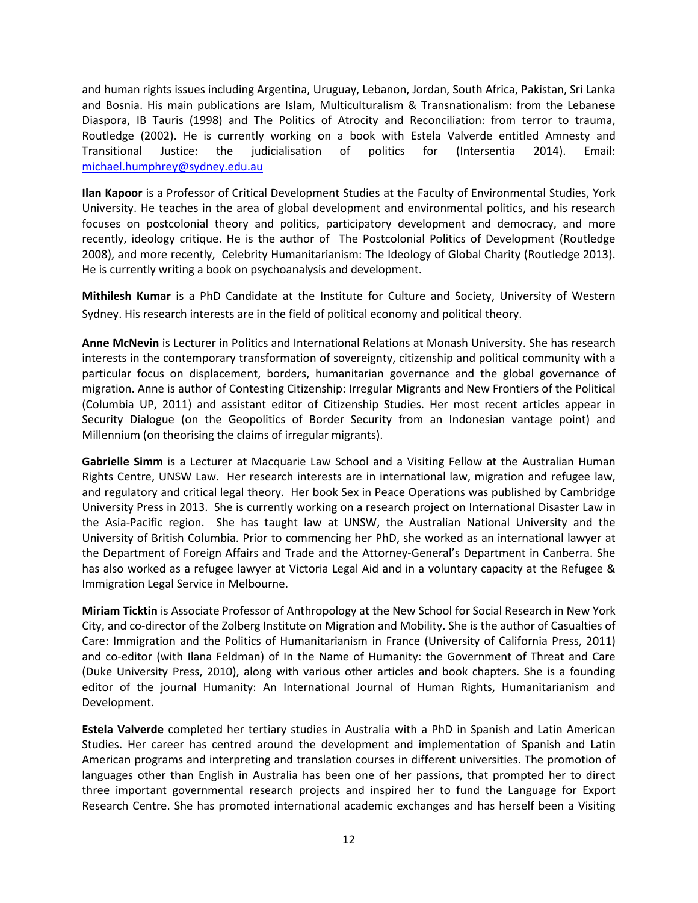and human rights issues including Argentina, Uruguay, Lebanon, Jordan, South Africa, Pakistan, Sri Lanka and Bosnia. His main publications are Islam, Multiculturalism & Transnationalism: from the Lebanese Diaspora, IB Tauris (1998) and The Politics of Atrocity and Reconciliation: from terror to trauma, Routledge (2002). He is currently working on a book with Estela Valverde entitled Amnesty and Transitional Justice: the judicialisation of politics for (Intersentia 2014). Email: michael.humphrey@sydney.edu.au

**Ilan Kapoor** is a Professor of Critical Development Studies at the Faculty of Environmental Studies, York University. He teaches in the area of global development and environmental politics, and his research focuses on postcolonial theory and politics, participatory development and democracy, and more recently, ideology critique. He is the author of The Postcolonial Politics of Development (Routledge 2008), and more recently, Celebrity Humanitarianism: The Ideology of Global Charity (Routledge 2013). He is currently writing a book on psychoanalysis and development.

**Mithilesh Kumar** is a PhD Candidate at the Institute for Culture and Society, University of Western Sydney. His research interests are in the field of political economy and political theory.

**Anne McNevin** is Lecturer in Politics and International Relations at Monash University. She has research interests in the contemporary transformation of sovereignty, citizenship and political community with a particular focus on displacement, borders, humanitarian governance and the global governance of migration. Anne is author of Contesting Citizenship: Irregular Migrants and New Frontiers of the Political (Columbia UP, 2011) and assistant editor of Citizenship Studies. Her most recent articles appear in Security Dialogue (on the Geopolitics of Border Security from an Indonesian vantage point) and Millennium (on theorising the claims of irregular migrants).

**Gabrielle Simm** is a Lecturer at Macquarie Law School and a Visiting Fellow at the Australian Human Rights Centre, UNSW Law. Her research interests are in international law, migration and refugee law, and regulatory and critical legal theory. Her book Sex in Peace Operations was published by Cambridge University Press in 2013. She is currently working on a research project on International Disaster Law in the Asia-Pacific region. She has taught law at UNSW, the Australian National University and the University of British Columbia. Prior to commencing her PhD, she worked as an international lawyer at the Department of Foreign Affairs and Trade and the Attorney-General's Department in Canberra. She has also worked as a refugee lawyer at Victoria Legal Aid and in a voluntary capacity at the Refugee & Immigration Legal Service in Melbourne.

**Miriam Ticktin** is Associate Professor of Anthropology at the New School for Social Research in New York City, and co-director of the Zolberg Institute on Migration and Mobility. She is the author of Casualties of Care: Immigration and the Politics of Humanitarianism in France (University of California Press, 2011) and co-editor (with Ilana Feldman) of In the Name of Humanity: the Government of Threat and Care (Duke University Press, 2010), along with various other articles and book chapters. She is a founding editor of the journal Humanity: An International Journal of Human Rights, Humanitarianism and Development.

**Estela Valverde** completed her tertiary studies in Australia with a PhD in Spanish and Latin American Studies. Her career has centred around the development and implementation of Spanish and Latin American programs and interpreting and translation courses in different universities. The promotion of languages other than English in Australia has been one of her passions, that prompted her to direct three important governmental research projects and inspired her to fund the Language for Export Research Centre. She has promoted international academic exchanges and has herself been a Visiting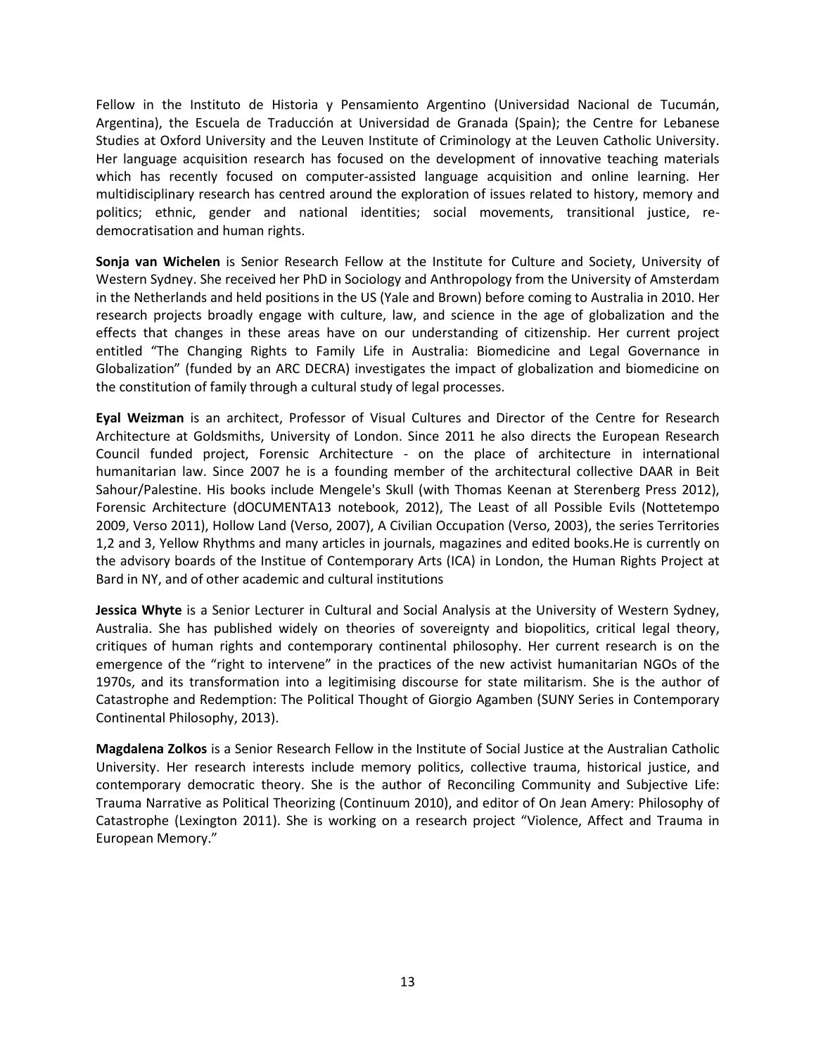Fellow in the Instituto de Historia y Pensamiento Argentino (Universidad Nacional de Tucumán, Argentina), the Escuela de Traducción at Universidad de Granada (Spain); the Centre for Lebanese Studies at Oxford University and the Leuven Institute of Criminology at the Leuven Catholic University. Her language acquisition research has focused on the development of innovative teaching materials which has recently focused on computer-assisted language acquisition and online learning. Her multidisciplinary research has centred around the exploration of issues related to history, memory and politics; ethnic, gender and national identities; social movements, transitional justice, re-democratisation and human rights.

**Sonja van Wichelen** is Senior Research Fellow at the Institute for Culture and Society, University of Western Sydney. She received her PhD in Sociology and Anthropology from the University of Amsterdam in the Netherlands and held positions in the US (Yale and Brown) before coming to Australia in 2010. Her research projects broadly engage with culture, law, and science in the age of globalization and the effects that changes in these areas have on our understanding of citizenship. Her current project entitled "The Changing Rights to Family Life in Australia: Biomedicine and Legal Governance in Globalization" (funded by an ARC DECRA) investigates the impact of globalization and biomedicine on the constitution of family through a cultural study of legal processes.

**Eyal Weizman** is an architect, Professor of Visual Cultures and Director of the Centre for Research Architecture at Goldsmiths, University of London. Since 2011 he also directs the European Research Council funded project, Forensic Architecture - on the place of architecture in international humanitarian law. Since 2007 he is a founding member of the architectural collective DAAR in Beit Sahour/Palestine. His books include Mengele's Skull (with Thomas Keenan at Sterenberg Press 2012), Forensic Architecture (dOCUMENTA13 notebook, 2012), The Least of all Possible Evils (Nottetempo 2009, Verso 2011), Hollow Land (Verso, 2007), A Civilian Occupation (Verso, 2003), the series Territories 1,2 and 3, Yellow Rhythms and many articles in journals, magazines and edited books.He is currently on the advisory boards of the Institue of Contemporary Arts (ICA) in London, the Human Rights Project at Bard in NY, and of other academic and cultural institutions

**Jessica Whyte** is a Senior Lecturer in Cultural and Social Analysis at the University of Western Sydney, Australia. She has published widely on theories of sovereignty and biopolitics, critical legal theory, critiques of human rights and contemporary continental philosophy. Her current research is on the emergence of the "right to intervene" in the practices of the new activist humanitarian NGOs of the 1970s, and its transformation into a legitimising discourse for state militarism. She is the author of Catastrophe and Redemption: The Political Thought of Giorgio Agamben (SUNY Series in Contemporary Continental Philosophy, 2013).

**Magdalena Zolkos** is a Senior Research Fellow in the Institute of Social Justice at the Australian Catholic University. Her research interests include memory politics, collective trauma, historical justice, and contemporary democratic theory. She is the author of Reconciling Community and Subjective Life: Trauma Narrative as Political Theorizing (Continuum 2010), and editor of On Jean Amery: Philosophy of Catastrophe (Lexington 2011). She is working on a research project "Violence, Affect and Trauma in European Memory."